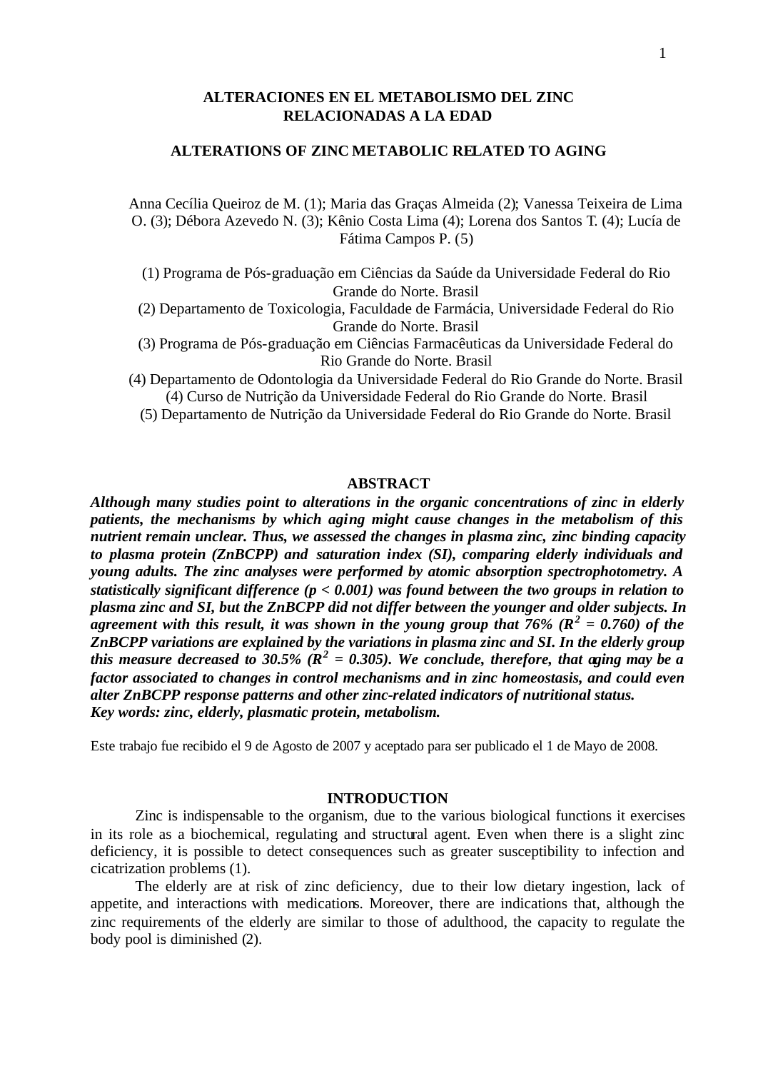# ALTERACIONES EN EL METABOLISMO DEL ZINC RELACIONADAS A LA EDAD

## ALTERATIONS OF ZINC METABOLIC RELATED TO AGING

Anna Cecília Queiroz de M. (1); Maria das Graças Almeida (2); Vanessa Teixeira de Lima O. (3); Débora Azevedo N. (3); Kênio Costa Lima (4); Lorena dos Santos T. (4); Lucía de Fátima Campos P. (5)

(1) Programa de Pós-graduação em Ciências da Saúde da Universidade Federal do Rio Grande do Norte. Brasil
(2) Departamento de Toxicologia, Faculdade de Farmácia, Universidade Federal do Rio Grande do Norte. Brasil
(3) Programa de Pós-graduação em Ciências Farmacêuticas da Universidade Federal do Rio Grande do Norte. Brasil
(4) Departamento de Odontologia da Universidade Federal do Rio Grande do Norte. Brasil
(4) Curso de Nutrição da Universidade Federal do Rio Grande do Norte. Brasil
(5) Departamento de Nutrição da Universidade Federal do Rio Grande do Norte. Brasil

## ABSTRACT

***Although many studies point to alterations in the organic concentrations of zinc in elderly patients, the mechanisms by which aging might cause changes in the metabolism of this nutrient remain unclear. Thus, we assessed the changes in plasma zinc, zinc binding capacity to plasma protein (ZnBCPP) and saturation index (SI), comparing elderly individuals and young adults. The zinc analyses were performed by atomic absorption spectrophotometry. A statistically significant difference ($p < 0.001$) was found between the two groups in relation to plasma zinc and SI, but the ZnBCPP did not differ between the younger and older subjects. In agreement with this result, it was shown in the young group that 76% ($R^2 = 0.760$) of the ZnBCPP variations are explained by the variations in plasma zinc and SI. In the elderly group this measure decreased to 30.5% ($R^2 = 0.305$). We conclude, therefore, that aging may be a factor associated to changes in control mechanisms and in zinc homeostasis, and could even alter ZnBCPP response patterns and other zinc-related indicators of nutritional status.***
***Key words: zinc, elderly, plasmatic protein, metabolism.***

Este trabajo fue recibido el 9 de Agosto de 2007 y aceptado para ser publicado el 1 de Mayo de 2008.

## INTRODUCTION

Zinc is indispensable to the organism, due to the various biological functions it exercises in its role as a biochemical, regulating and structural agent. Even when there is a slight zinc deficiency, it is possible to detect consequences such as greater susceptibility to infection and cicatrization problems (1).

The elderly are at risk of zinc deficiency, due to their low dietary ingestion, lack of appetite, and interactions with medications. Moreover, there are indications that, although the zinc requirements of the elderly are similar to those of adulthood, the capacity to regulate the body pool is diminished (2).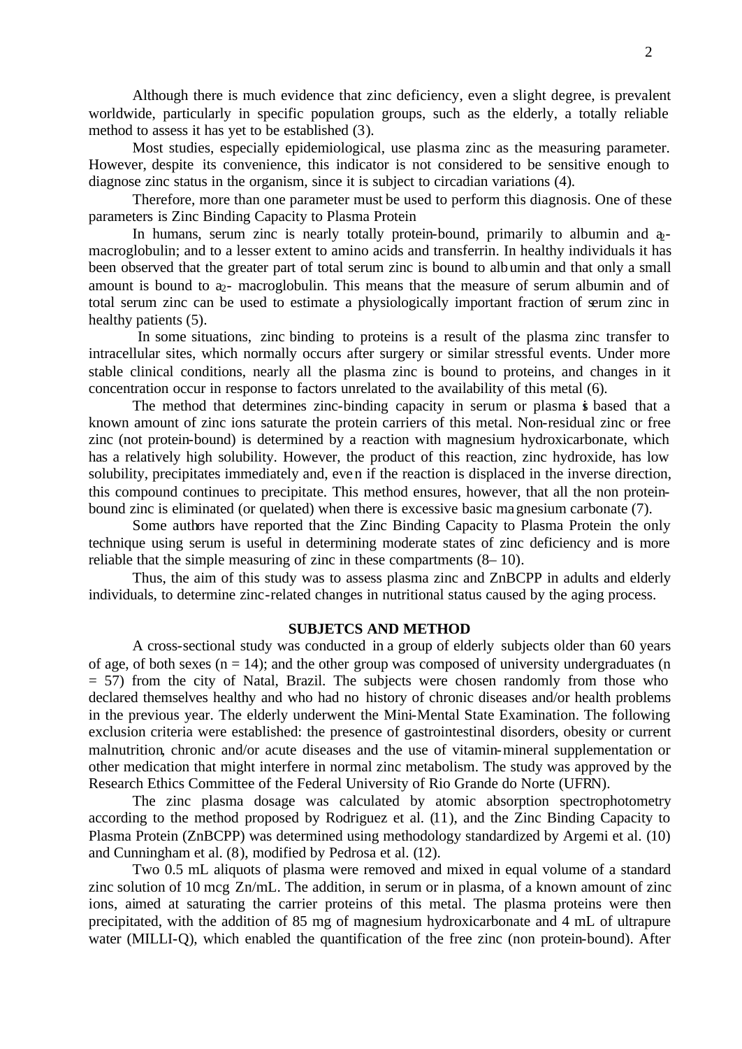Although there is much evidence that zinc deficiency, even a slight degree, is prevalent worldwide, particularly in specific population groups, such as the elderly, a totally reliable method to assess it has yet to be established (3).

Most studies, especially epidemiological, use plasma zinc as the measuring parameter. However, despite its convenience, this indicator is not considered to be sensitive enough to diagnose zinc status in the organism, since it is subject to circadian variations (4).

Therefore, more than one parameter must be used to perform this diagnosis. One of these parameters is Zinc Binding Capacity to Plasma Protein

In humans, serum zinc is nearly totally protein-bound, primarily to albumin and $a_2$-macroglobulin; and to a lesser extent to amino acids and transferrin. In healthy individuals it has been observed that the greater part of total serum zinc is bound to albumin and that only a small amount is bound to $a_2$- macroglobulin. This means that the measure of serum albumin and of total serum zinc can be used to estimate a physiologically important fraction of serum zinc in healthy patients (5).

In some situations, zinc binding to proteins is a result of the plasma zinc transfer to intracellular sites, which normally occurs after surgery or similar stressful events. Under more stable clinical conditions, nearly all the plasma zinc is bound to proteins, and changes in it concentration occur in response to factors unrelated to the availability of this metal (6).

The method that determines zinc-binding capacity in serum or plasma is based that a known amount of zinc ions saturate the protein carriers of this metal. Non-residual zinc or free zinc (not protein-bound) is determined by a reaction with magnesium hydroxicarbonate, which has a relatively high solubility. However, the product of this reaction, zinc hydroxide, has low solubility, precipitates immediately and, even if the reaction is displaced in the inverse direction, this compound continues to precipitate. This method ensures, however, that all the non protein-bound zinc is eliminated (or quelated) when there is excessive basic magnesium carbonate (7).

Some authors have reported that the Zinc Binding Capacity to Plasma Protein the only technique using serum is useful in determining moderate states of zinc deficiency and is more reliable that the simple measuring of zinc in these compartments (8– 10).

Thus, the aim of this study was to assess plasma zinc and ZnBCPP in adults and elderly individuals, to determine zinc-related changes in nutritional status caused by the aging process.

## SUBJETCS AND METHOD

A cross-sectional study was conducted in a group of elderly subjects older than 60 years of age, of both sexes (n = 14); and the other group was composed of university undergraduates (n = 57) from the city of Natal, Brazil. The subjects were chosen randomly from those who declared themselves healthy and who had no history of chronic diseases and/or health problems in the previous year. The elderly underwent the Mini-Mental State Examination. The following exclusion criteria were established: the presence of gastrointestinal disorders, obesity or current malnutrition, chronic and/or acute diseases and the use of vitamin-mineral supplementation or other medication that might interfere in normal zinc metabolism. The study was approved by the Research Ethics Committee of the Federal University of Rio Grande do Norte (UFRN).

The zinc plasma dosage was calculated by atomic absorption spectrophotometry according to the method proposed by Rodriguez et al. (11), and the Zinc Binding Capacity to Plasma Protein (ZnBCPP) was determined using methodology standardized by Argemi et al. (10) and Cunningham et al. (8), modified by Pedrosa et al. (12).

Two 0.5 mL aliquots of plasma were removed and mixed in equal volume of a standard zinc solution of 10 mcg Zn/mL. The addition, in serum or in plasma, of a known amount of zinc ions, aimed at saturating the carrier proteins of this metal. The plasma proteins were then precipitated, with the addition of 85 mg of magnesium hydroxicarbonate and 4 mL of ultrapure water (MILLI-Q), which enabled the quantification of the free zinc (non protein-bound). After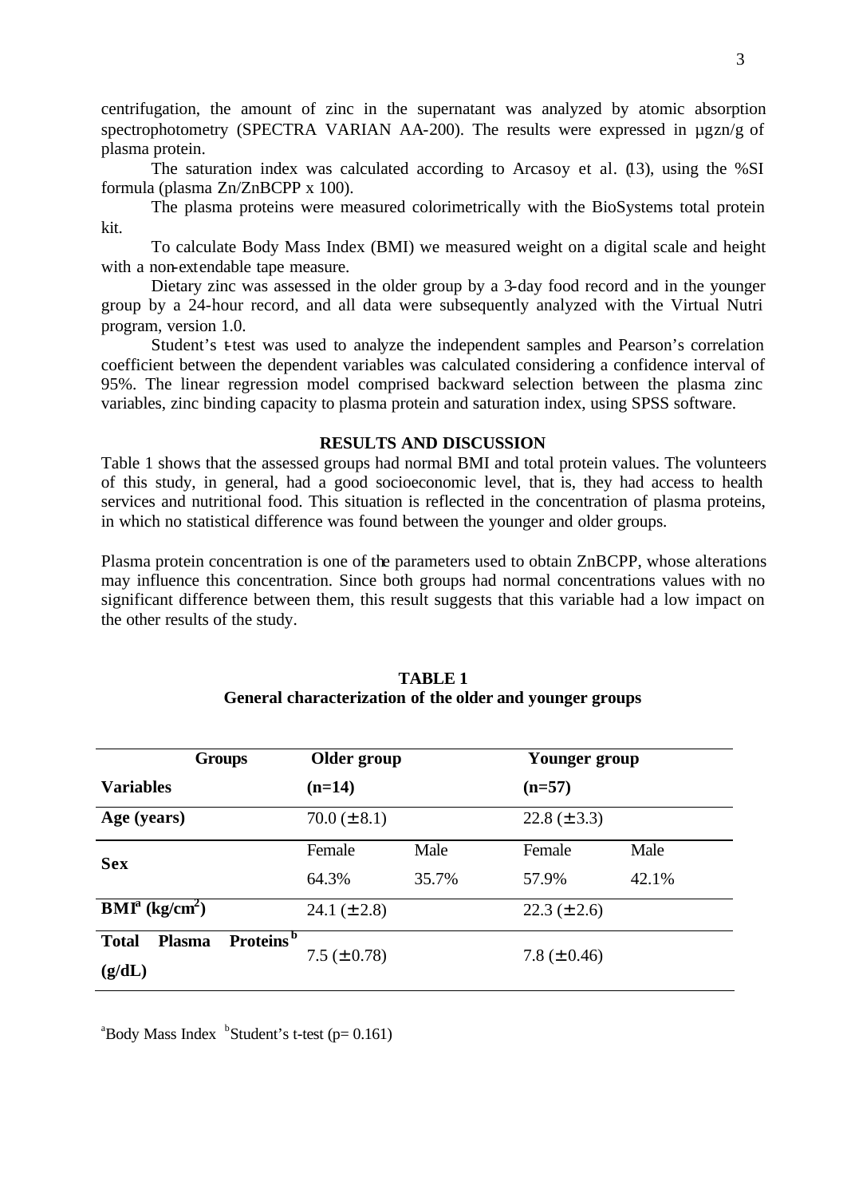centrifugation, the amount of zinc in the supernatant was analyzed by atomic absorption spectrophotometry (SPECTRA VARIAN AA-200). The results were expressed in µgzn/g of plasma protein.

The saturation index was calculated according to Arcasoy et al. (13), using the %SI formula (plasma Zn/ZnBCPP x 100).

The plasma proteins were measured colorimetrically with the BioSystems total protein kit.

To calculate Body Mass Index (BMI) we measured weight on a digital scale and height with a non-extendable tape measure.

Dietary zinc was assessed in the older group by a 3-day food record and in the younger group by a 24-hour record, and all data were subsequently analyzed with the Virtual Nutri program, version 1.0.

Student's t-test was used to analyze the independent samples and Pearson's correlation coefficient between the dependent variables was calculated considering a confidence interval of 95%. The linear regression model comprised backward selection between the plasma zinc variables, zinc binding capacity to plasma protein and saturation index, using SPSS software.

## RESULTS AND DISCUSSION

Table 1 shows that the assessed groups had normal BMI and total protein values. The volunteers of this study, in general, had a good socioeconomic level, that is, they had access to health services and nutritional food. This situation is reflected in the concentration of plasma proteins, in which no statistical difference was found between the younger and older groups.

Plasma protein concentration is one of the parameters used to obtain ZnBCPP, whose alterations may influence this concentration. Since both groups had normal concentrations values with no significant difference between them, this result suggests that this variable had a low impact on the other results of the study.

**TABLE 1**
**General characterization of the older and younger groups**

| **Groups** / **Variables** | **Older group (n=14)** | | **Younger group (n=57)** | |
|---|---|---|---|---|
| **Age (years)** | 70.0 (± 8.1) | | 22.8 (± 3.3) | |
| **Sex** | Female 64.3% | Male 35.7% | Female 57.9% | Male 42.1% |
| **BMI[a] (kg/cm$^2$)** | 24.1 (± 2.8) | | 22.3 (± 2.6) | |
| **Total Plasma Proteins[b] (g/dL)** | 7.5 (± 0.78) | | 7.8 (± 0.46) | |

[a]Body Mass Index [b]Student's t-test (p= 0.161)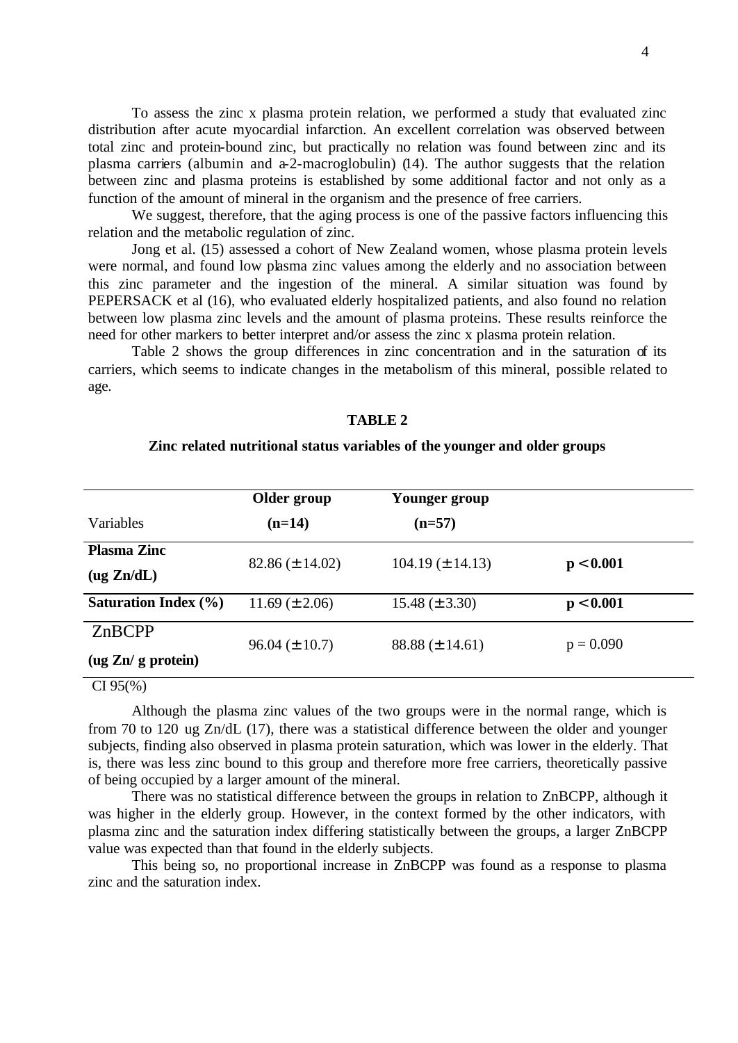To assess the zinc x plasma protein relation, we performed a study that evaluated zinc distribution after acute myocardial infarction. An excellent correlation was observed between total zinc and protein-bound zinc, but practically no relation was found between zinc and its plasma carriers (albumin and a-2-macroglobulin) (14). The author suggests that the relation between zinc and plasma proteins is established by some additional factor and not only as a function of the amount of mineral in the organism and the presence of free carriers.

We suggest, therefore, that the aging process is one of the passive factors influencing this relation and the metabolic regulation of zinc.

Jong et al. (15) assessed a cohort of New Zealand women, whose plasma protein levels were normal, and found low plasma zinc values among the elderly and no association between this zinc parameter and the ingestion of the mineral. A similar situation was found by PEPERSACK et al (16), who evaluated elderly hospitalized patients, and also found no relation between low plasma zinc levels and the amount of plasma proteins. These results reinforce the need for other markers to better interpret and/or assess the zinc x plasma protein relation.

Table 2 shows the group differences in zinc concentration and in the saturation of its carriers, which seems to indicate changes in the metabolism of this mineral, possible related to age.

**TABLE 2**

**Zinc related nutritional status variables of the younger and older groups**

| Variables | **Older group (n=14)** | **Younger group (n=57)** | |
|---|---|---|---|
| **Plasma Zinc (ug Zn/dL)** | 82.86 (± 14.02) | 104.19 (± 14.13) | **$p < 0.001$** |
| **Saturation Index (%)** | 11.69 (± 2.06) | 15.48 (± 3.30) | **$p < 0.001$** |
| ZnBCPP **(ug Zn/ g protein)** | 96.04 (± 10.7) | 88.88 (± 14.61) | $p = 0.090$ |

CI 95(%)

Although the plasma zinc values of the two groups were in the normal range, which is from 70 to 120 ug Zn/dL (17), there was a statistical difference between the older and younger subjects, finding also observed in plasma protein saturation, which was lower in the elderly. That is, there was less zinc bound to this group and therefore more free carriers, theoretically passive of being occupied by a larger amount of the mineral.

There was no statistical difference between the groups in relation to ZnBCPP, although it was higher in the elderly group. However, in the context formed by the other indicators, with plasma zinc and the saturation index differing statistically between the groups, a larger ZnBCPP value was expected than that found in the elderly subjects.

This being so, no proportional increase in ZnBCPP was found as a response to plasma zinc and the saturation index.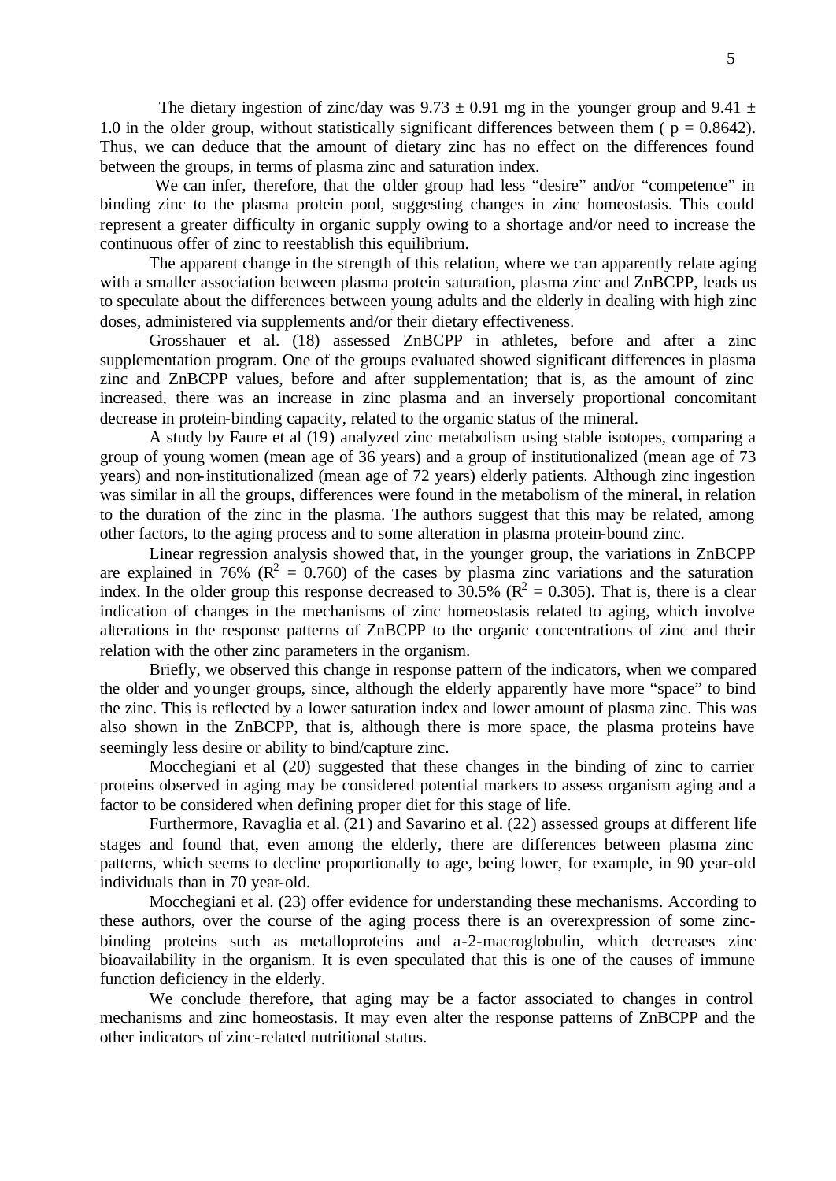The dietary ingestion of zinc/day was $9.73 \pm 0.91$ mg in the younger group and $9.41 \pm 1.0$ in the older group, without statistically significant differences between them ( $p = 0.8642$). Thus, we can deduce that the amount of dietary zinc has no effect on the differences found between the groups, in terms of plasma zinc and saturation index.

We can infer, therefore, that the older group had less "desire" and/or "competence" in binding zinc to the plasma protein pool, suggesting changes in zinc homeostasis. This could represent a greater difficulty in organic supply owing to a shortage and/or need to increase the continuous offer of zinc to reestablish this equilibrium.

The apparent change in the strength of this relation, where we can apparently relate aging with a smaller association between plasma protein saturation, plasma zinc and ZnBCPP, leads us to speculate about the differences between young adults and the elderly in dealing with high zinc doses, administered via supplements and/or their dietary effectiveness.

Grosshauer et al. (18) assessed ZnBCPP in athletes, before and after a zinc supplementation program. One of the groups evaluated showed significant differences in plasma zinc and ZnBCPP values, before and after supplementation; that is, as the amount of zinc increased, there was an increase in zinc plasma and an inversely proportional concomitant decrease in protein-binding capacity, related to the organic status of the mineral.

A study by Faure et al (19) analyzed zinc metabolism using stable isotopes, comparing a group of young women (mean age of 36 years) and a group of institutionalized (mean age of 73 years) and non-institutionalized (mean age of 72 years) elderly patients. Although zinc ingestion was similar in all the groups, differences were found in the metabolism of the mineral, in relation to the duration of the zinc in the plasma. The authors suggest that this may be related, among other factors, to the aging process and to some alteration in plasma protein-bound zinc.

Linear regression analysis showed that, in the younger group, the variations in ZnBCPP are explained in 76% ($R^2 = 0.760$) of the cases by plasma zinc variations and the saturation index. In the older group this response decreased to 30.5% ($R^2 = 0.305$). That is, there is a clear indication of changes in the mechanisms of zinc homeostasis related to aging, which involve alterations in the response patterns of ZnBCPP to the organic concentrations of zinc and their relation with the other zinc parameters in the organism.

Briefly, we observed this change in response pattern of the indicators, when we compared the older and younger groups, since, although the elderly apparently have more "space" to bind the zinc. This is reflected by a lower saturation index and lower amount of plasma zinc. This was also shown in the ZnBCPP, that is, although there is more space, the plasma proteins have seemingly less desire or ability to bind/capture zinc.

Mocchegiani et al (20) suggested that these changes in the binding of zinc to carrier proteins observed in aging may be considered potential markers to assess organism aging and a factor to be considered when defining proper diet for this stage of life.

Furthermore, Ravaglia et al. (21) and Savarino et al. (22) assessed groups at different life stages and found that, even among the elderly, there are differences between plasma zinc patterns, which seems to decline proportionally to age, being lower, for example, in 90 year-old individuals than in 70 year-old.

Mocchegiani et al. (23) offer evidence for understanding these mechanisms. According to these authors, over the course of the aging process there is an overexpression of some zinc-binding proteins such as metalloproteins and a-2-macroglobulin, which decreases zinc bioavailability in the organism. It is even speculated that this is one of the causes of immune function deficiency in the elderly.

We conclude therefore, that aging may be a factor associated to changes in control mechanisms and zinc homeostasis. It may even alter the response patterns of ZnBCPP and the other indicators of zinc-related nutritional status.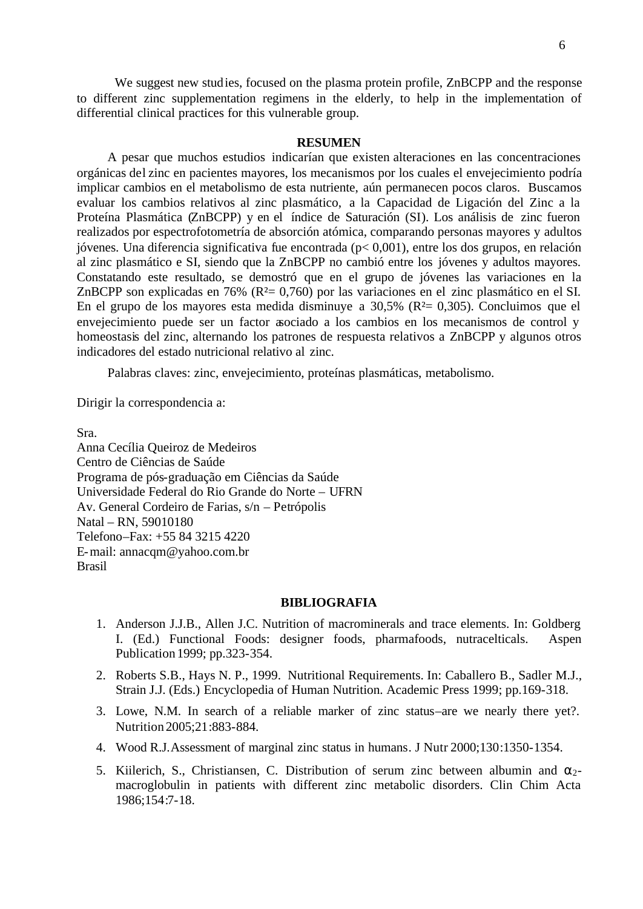We suggest new studies, focused on the plasma protein profile, ZnBCPP and the response to different zinc supplementation regimens in the elderly, to help in the implementation of differential clinical practices for this vulnerable group.

## RESUMEN

A pesar que muchos estudios indicarían que existen alteraciones en las concentraciones orgánicas del zinc en pacientes mayores, los mecanismos por los cuales el envejecimiento podría implicar cambios en el metabolismo de esta nutriente, aún permanecen pocos claros. Buscamos evaluar los cambios relativos al zinc plasmático, a la Capacidad de Ligación del Zinc a la Proteína Plasmática (ZnBCPP) y en el índice de Saturación (SI). Los análisis de zinc fueron realizados por espectrofotometría de absorción atómica, comparando personas mayores y adultos jóvenes. Una diferencia significativa fue encontrada ($p< 0,001$), entre los dos grupos, en relación al zinc plasmático e SI, siendo que la ZnBCPP no cambió entre los jóvenes y adultos mayores. Constatando este resultado, se demostró que en el grupo de jóvenes las variaciones en la ZnBCPP son explicadas en 76% ($R^2= 0,760$) por las variaciones en el zinc plasmático en el SI. En el grupo de los mayores esta medida disminuye a 30,5% ($R^2= 0,305$). Concluimos que el envejecimiento puede ser un factor asociado a los cambios en los mecanismos de control y homeostasis del zinc, alternando los patrones de respuesta relativos a ZnBCPP y algunos otros indicadores del estado nutricional relativo al zinc.

Palabras claves: zinc, envejecimiento, proteínas plasmáticas, metabolismo.

Dirigir la correspondencia a:

Sra.
Anna Cecília Queiroz de Medeiros
Centro de Ciências de Saúde
Programa de pós-graduação em Ciências da Saúde
Universidade Federal do Rio Grande do Norte – UFRN
Av. General Cordeiro de Farias, s/n – Petrópolis
Natal – RN, 59010180
Telefono–Fax: +55 84 3215 4220
E-mail: annacqm@yahoo.com.br
Brasil

## BIBLIOGRAFIA

1. Anderson J.J.B., Allen J.C. Nutrition of macrominerals and trace elements. In: Goldberg I. (Ed.) Functional Foods: designer foods, pharmafoods, nutracelticals. Aspen Publication 1999; pp.323-354.
2. Roberts S.B., Hays N. P., 1999. Nutritional Requirements. In: Caballero B., Sadler M.J., Strain J.J. (Eds.) Encyclopedia of Human Nutrition. Academic Press 1999; pp.169-318.
3. Lowe, N.M. In search of a reliable marker of zinc status–are we nearly there yet?. Nutrition 2005;21:883-884.
4. Wood R.J. Assessment of marginal zinc status in humans. J Nutr 2000;130:1350-1354.
5. Kiilerich, S., Christiansen, C. Distribution of serum zinc between albumin and $\alpha_2$-macroglobulin in patients with different zinc metabolic disorders. Clin Chim Acta 1986;154:7-18.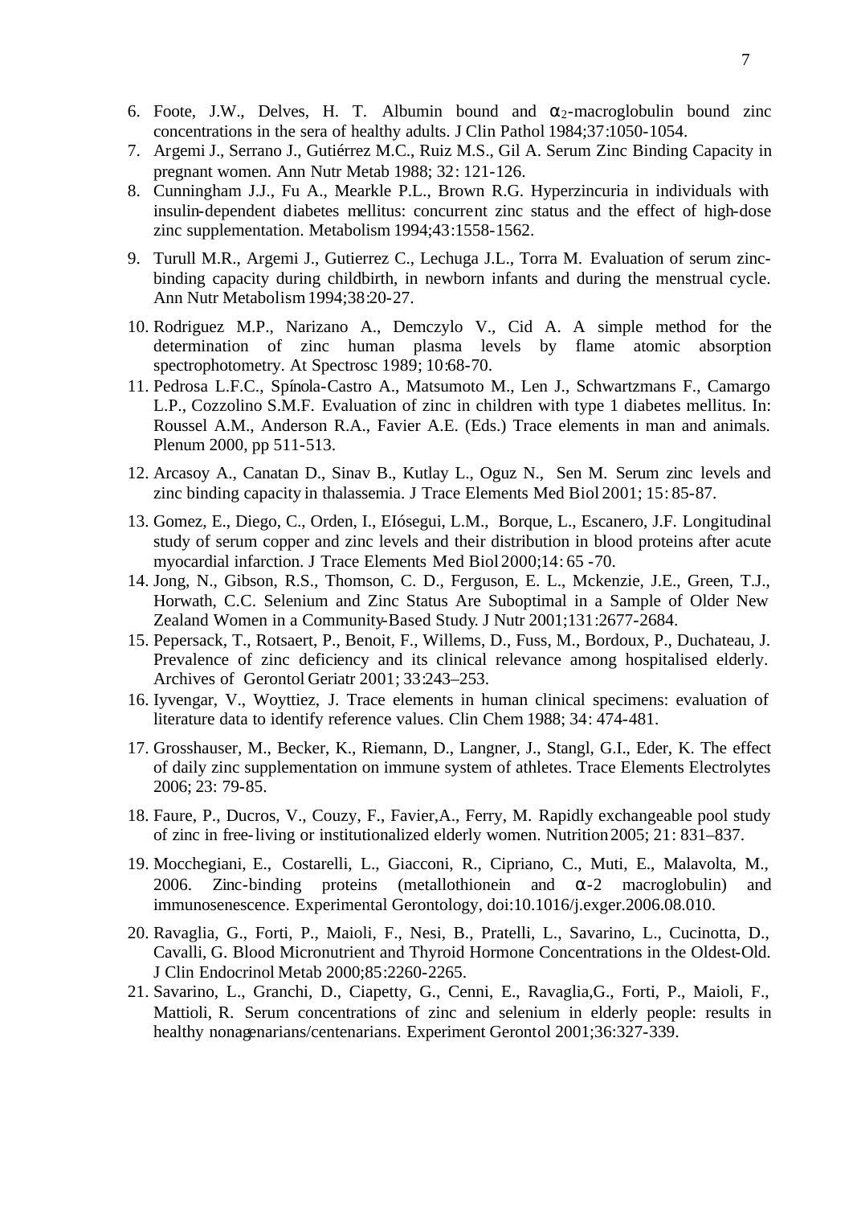6. Foote, J.W., Delves, H. T. Albumin bound and $\alpha_2$-macroglobulin bound zinc concentrations in the sera of healthy adults. J Clin Pathol 1984;37:1050-1054.
7. Argemi J., Serrano J., Gutiérrez M.C., Ruiz M.S., Gil A. Serum Zinc Binding Capacity in pregnant women. Ann Nutr Metab 1988; 32: 121-126.
8. Cunningham J.J., Fu A., Mearkle P.L., Brown R.G. Hyperzincuria in individuals with insulin-dependent diabetes mellitus: concurrent zinc status and the effect of high-dose zinc supplementation. Metabolism 1994;43:1558-1562.
9. Turull M.R., Argemi J., Gutierrez C., Lechuga J.L., Torra M. Evaluation of serum zinc-binding capacity during childbirth, in newborn infants and during the menstrual cycle. Ann Nutr Metabolism 1994;38:20-27.
10. Rodriguez M.P., Narizano A., Demczylo V., Cid A. A simple method for the determination of zinc human plasma levels by flame atomic absorption spectrophotometry. At Spectrosc 1989; 10:68-70.
11. Pedrosa L.F.C., Spínola-Castro A., Matsumoto M., Len J., Schwartzmans F., Camargo L.P., Cozzolino S.M.F. Evaluation of zinc in children with type 1 diabetes mellitus. In: Roussel A.M., Anderson R.A., Favier A.E. (Eds.) Trace elements in man and animals. Plenum 2000, pp 511-513.
12. Arcasoy A., Canatan D., Sinav B., Kutlay L., Oguz N., Sen M. Serum zinc levels and zinc binding capacity in thalassemia. J Trace Elements Med Biol 2001; 15: 85-87.
13. Gomez, E., Diego, C., Orden, I., EIósegui, L.M., Borque, L., Escanero, J.F. Longitudinal study of serum copper and zinc levels and their distribution in blood proteins after acute myocardial infarction. J Trace Elements Med Biol 2000;14: 65 -70.
14. Jong, N., Gibson, R.S., Thomson, C. D., Ferguson, E. L., Mckenzie, J.E., Green, T.J., Horwath, C.C. Selenium and Zinc Status Are Suboptimal in a Sample of Older New Zealand Women in a Community-Based Study. J Nutr 2001;131:2677-2684.
15. Pepersack, T., Rotsaert, P., Benoit, F., Willems, D., Fuss, M., Bordoux, P., Duchateau, J. Prevalence of zinc deficiency and its clinical relevance among hospitalised elderly. Archives of Gerontol Geriatr 2001; 33:243–253.
16. Iyvengar, V., Woyttiez, J. Trace elements in human clinical specimens: evaluation of literature data to identify reference values. Clin Chem 1988; 34: 474-481.
17. Grosshauser, M., Becker, K., Riemann, D., Langner, J., Stangl, G.I., Eder, K. The effect of daily zinc supplementation on immune system of athletes. Trace Elements Electrolytes 2006; 23: 79-85.
18. Faure, P., Ducros, V., Couzy, F., Favier,A., Ferry, M. Rapidly exchangeable pool study of zinc in free-living or institutionalized elderly women. Nutrition 2005; 21: 831–837.
19. Mocchegiani, E., Costarelli, L., Giacconi, R., Cipriano, C., Muti, E., Malavolta, M., 2006. Zinc-binding proteins (metallothionein and $\alpha$-2 macroglobulin) and immunosenescence. Experimental Gerontology, doi:10.1016/j.exger.2006.08.010.
20. Ravaglia, G., Forti, P., Maioli, F., Nesi, B., Pratelli, L., Savarino, L., Cucinotta, D., Cavalli, G. Blood Micronutrient and Thyroid Hormone Concentrations in the Oldest-Old. J Clin Endocrinol Metab 2000;85:2260-2265.
21. Savarino, L., Granchi, D., Ciapetty, G., Cenni, E., Ravaglia,G., Forti, P., Maioli, F., Mattioli, R. Serum concentrations of zinc and selenium in elderly people: results in healthy nonagenarians/centenarians. Experiment Gerontol 2001;36:327-339.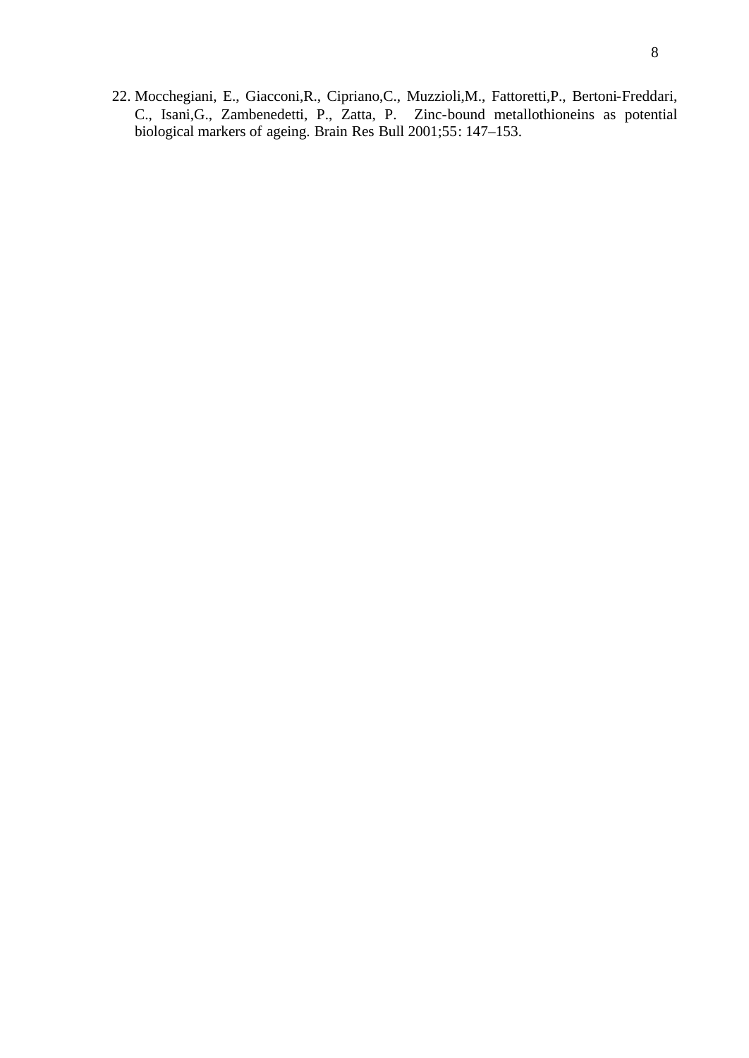22. Mocchegiani, E., Giacconi,R., Cipriano,C., Muzzioli,M., Fattoretti,P., Bertoni-Freddari, C., Isani,G., Zambenedetti, P., Zatta, P. Zinc-bound metallothioneins as potential biological markers of ageing. Brain Res Bull 2001;55: 147–153.